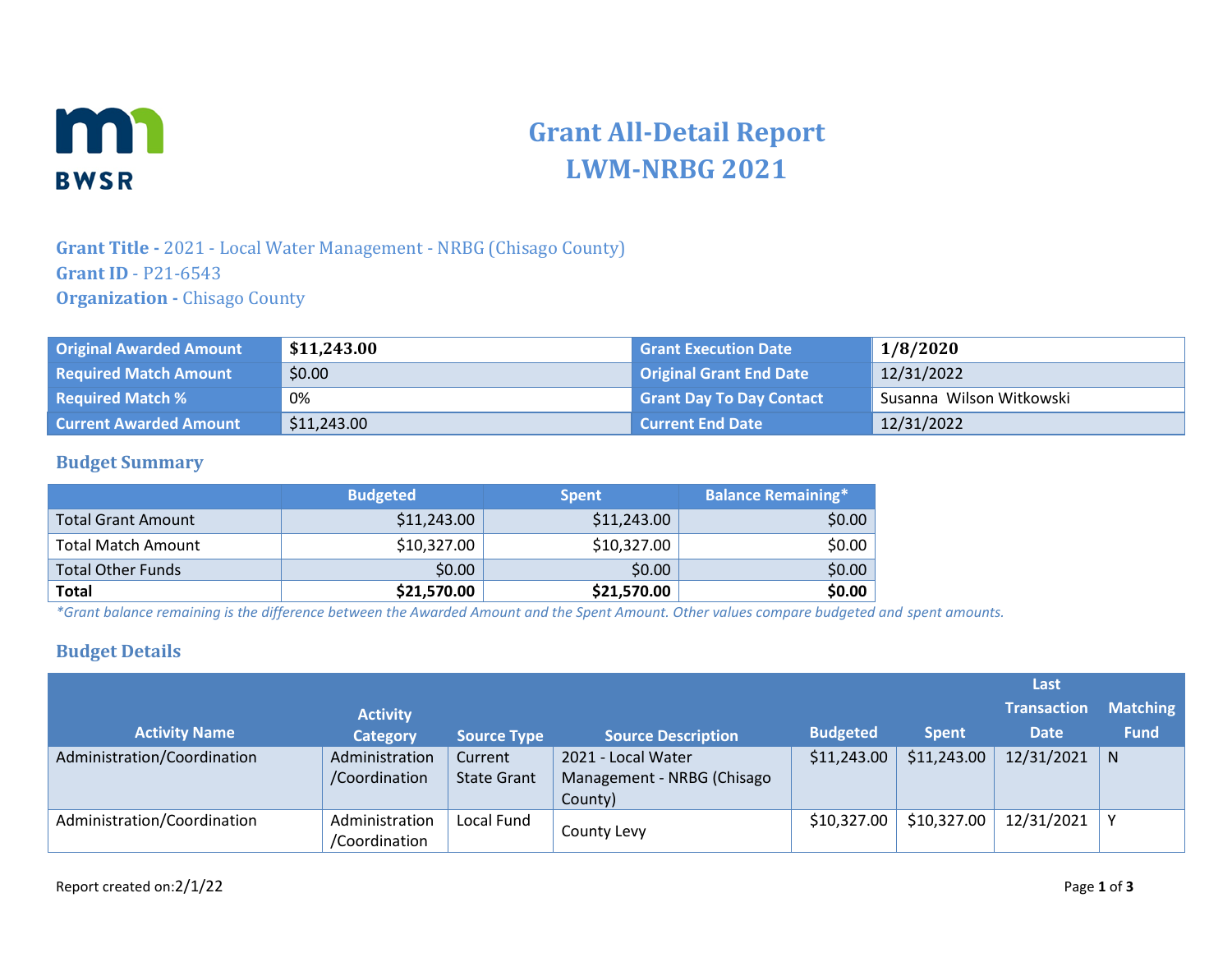# Grant All-Detail Report
# LWM-NRBG 2021

**Grant Title -** 2021 - Local Water Management - NRBG (Chisago County)
**Grant ID** - P21-6543
**Organization -** Chisago County

| Original Awarded Amount | $11,243.00 | Grant Execution Date | 1/8/2020 |
|---|---|---|---|
| Required Match Amount | $0.00 | Original Grant End Date | 12/31/2022 |
| Required Match % | 0% | Grant Day To Day Contact | Susanna Wilson Witkowski |
| Current Awarded Amount | $11,243.00 | Current End Date | 12/31/2022 |

## Budget Summary

| | Budgeted | Spent | Balance Remaining* |
|---|---|---|---|
| Total Grant Amount | $11,243.00 | $11,243.00 | $0.00 |
| Total Match Amount | $10,327.00 | $10,327.00 | $0.00 |
| Total Other Funds | $0.00 | $0.00 | $0.00 |
| **Total** | **$21,570.00** | **$21,570.00** | **$0.00** |

*\*Grant balance remaining is the difference between the Awarded Amount and the Spent Amount. Other values compare budgeted and spent amounts.*

## Budget Details

| Activity Name | Activity Category | Source Type | Source Description | Budgeted | Spent | Last Transaction Date | Matching Fund |
|---|---|---|---|---|---|---|---|
| Administration/Coordination | Administration /Coordination | Current State Grant | 2021 - Local Water Management - NRBG (Chisago County) | $11,243.00 | $11,243.00 | 12/31/2021 | N |
| Administration/Coordination | Administration /Coordination | Local Fund | County Levy | $10,327.00 | $10,327.00 | 12/31/2021 | Y |

Report created on:2/1/22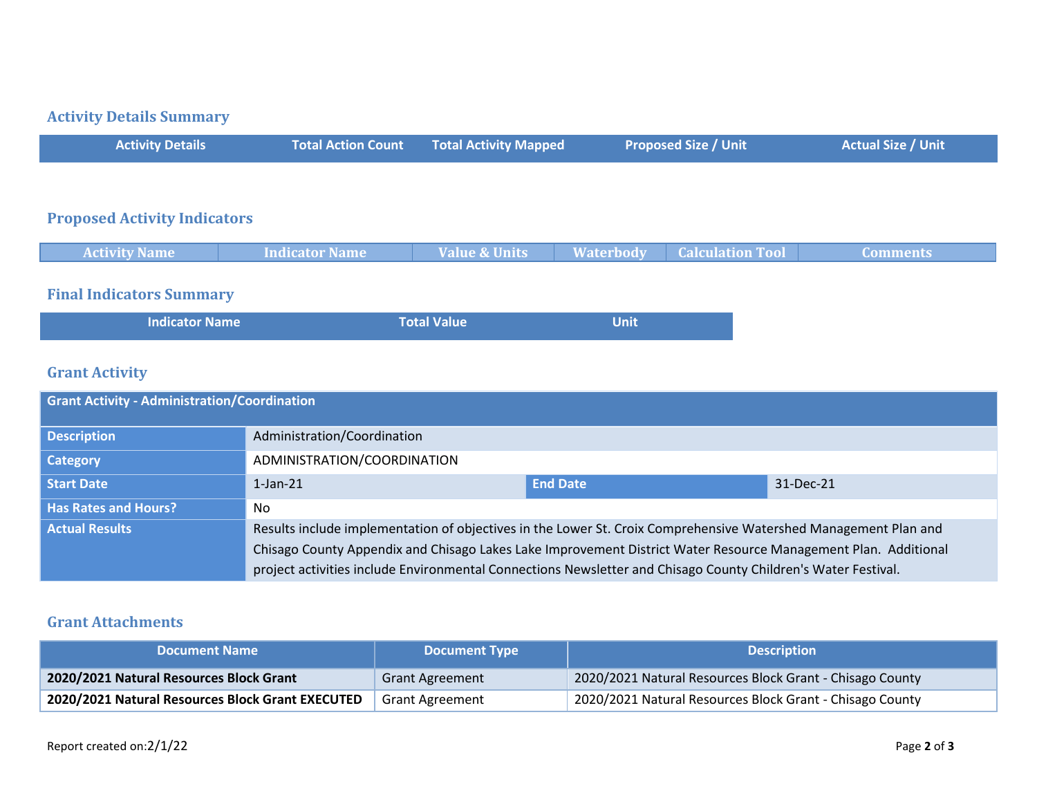## Activity Details Summary

| Activity Details | Total Action Count | Total Activity Mapped | Proposed Size / Unit | Actual Size / Unit |
|---|---|---|---|---|

## Proposed Activity Indicators

| Activity Name | Indicator Name | Value & Units | Waterbody | Calculation Tool | Comments |
|---|---|---|---|---|---|

## Final Indicators Summary

| Indicator Name | Total Value | Unit |
|---|---|---|

## Grant Activity

| Grant Activity - Administration/Coordination | | | |
|---|---|---|---|
| **Description** | Administration/Coordination | | |
| **Category** | ADMINISTRATION/COORDINATION | | |
| **Start Date** | 1-Jan-21 | **End Date** | 31-Dec-21 |
| **Has Rates and Hours?** | No | | |
| **Actual Results** | Results include implementation of objectives in the Lower St. Croix Comprehensive Watershed Management Plan and Chisago County Appendix and Chisago Lakes Lake Improvement District Water Resource Management Plan. Additional project activities include Environmental Connections Newsletter and Chisago County Children's Water Festival. | | |

## Grant Attachments

| Document Name | Document Type | Description |
|---|---|---|
| **2020/2021 Natural Resources Block Grant** | Grant Agreement | 2020/2021 Natural Resources Block Grant - Chisago County |
| **2020/2021 Natural Resources Block Grant EXECUTED** | Grant Agreement | 2020/2021 Natural Resources Block Grant - Chisago County |

Report created on:2/1/22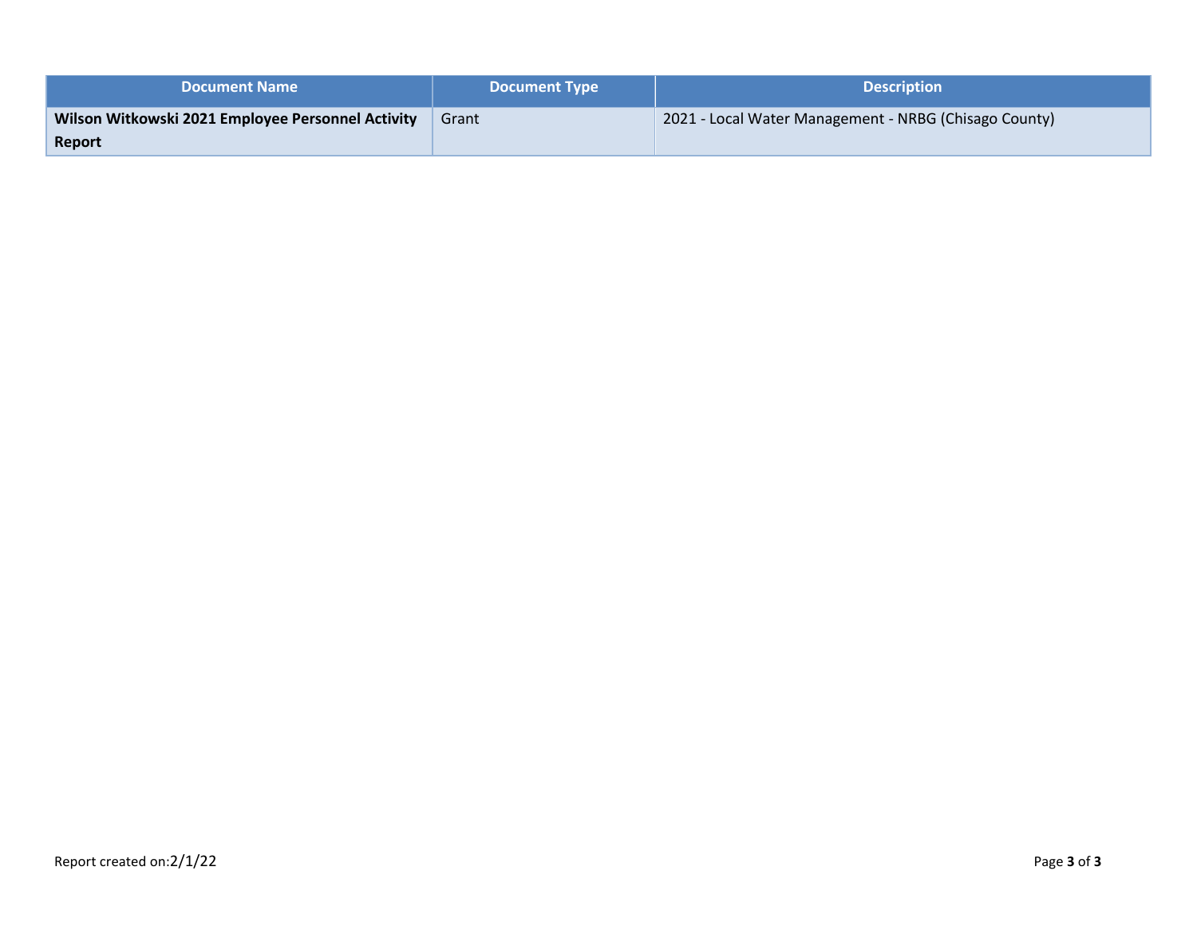| Document Name | Document Type | Description |
|---|---|---|
| **Wilson Witkowski 2021 Employee Personnel Activity Report** | Grant | 2021 - Local Water Management - NRBG (Chisago County) |

Report created on:2/1/22